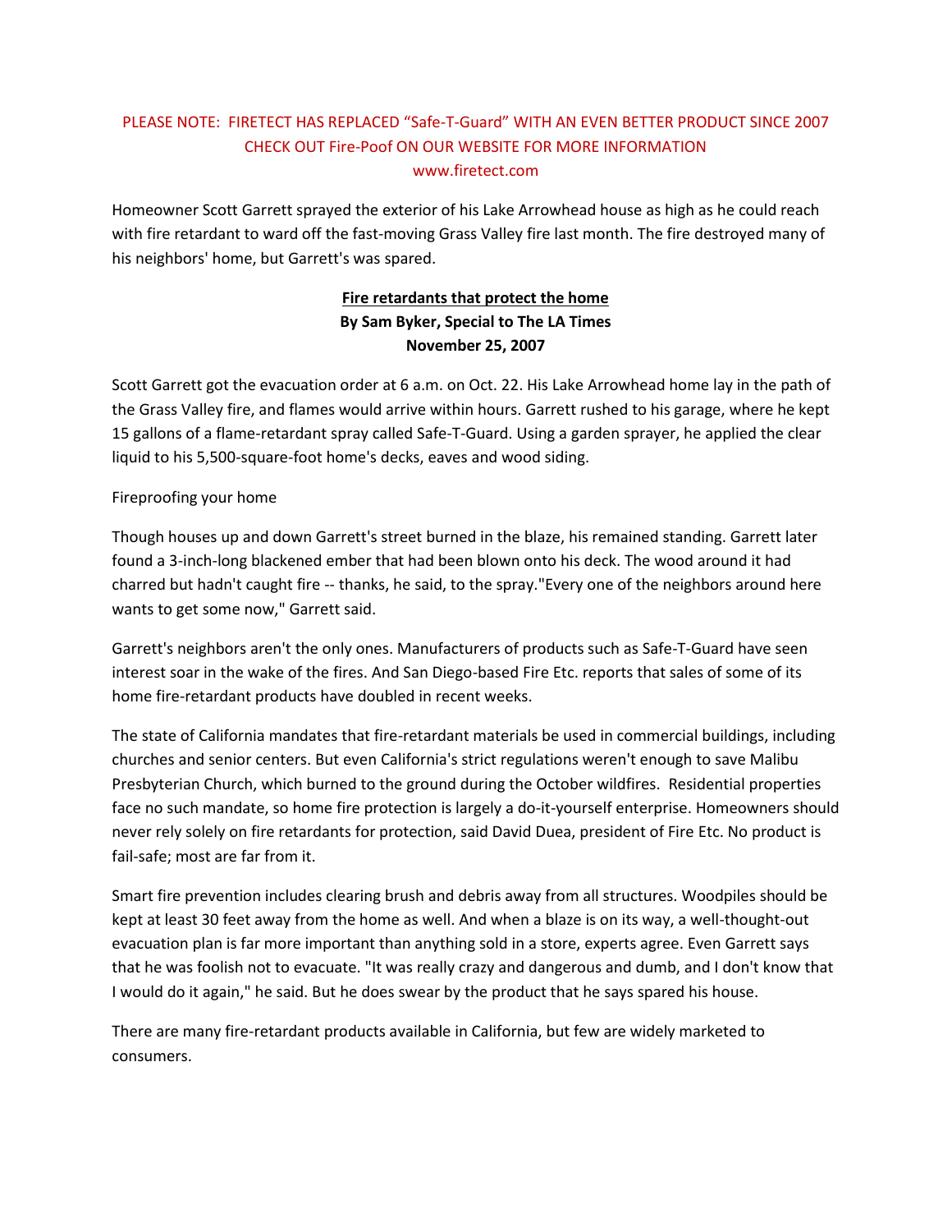PLEASE NOTE: FIRETECT HAS REPLACED "Safe-T-Guard" WITH AN EVEN BETTER PRODUCT SINCE 2007
CHECK OUT Fire-Poof ON OUR WEBSITE FOR MORE INFORMATION
www.firetect.com

Homeowner Scott Garrett sprayed the exterior of his Lake Arrowhead house as high as he could reach with fire retardant to ward off the fast-moving Grass Valley fire last month. The fire destroyed many of his neighbors' home, but Garrett's was spared.

# Fire retardants that protect the home

**By Sam Byker, Special to The LA Times**
**November 25, 2007**

Scott Garrett got the evacuation order at 6 a.m. on Oct. 22. His Lake Arrowhead home lay in the path of the Grass Valley fire, and flames would arrive within hours. Garrett rushed to his garage, where he kept 15 gallons of a flame-retardant spray called Safe-T-Guard. Using a garden sprayer, he applied the clear liquid to his 5,500-square-foot home's decks, eaves and wood siding.

## Fireproofing your home

Though houses up and down Garrett's street burned in the blaze, his remained standing. Garrett later found a 3-inch-long blackened ember that had been blown onto his deck. The wood around it had charred but hadn't caught fire -- thanks, he said, to the spray."Every one of the neighbors around here wants to get some now," Garrett said.

Garrett's neighbors aren't the only ones. Manufacturers of products such as Safe-T-Guard have seen interest soar in the wake of the fires. And San Diego-based Fire Etc. reports that sales of some of its home fire-retardant products have doubled in recent weeks.

The state of California mandates that fire-retardant materials be used in commercial buildings, including churches and senior centers. But even California's strict regulations weren't enough to save Malibu Presbyterian Church, which burned to the ground during the October wildfires. Residential properties face no such mandate, so home fire protection is largely a do-it-yourself enterprise. Homeowners should never rely solely on fire retardants for protection, said David Duea, president of Fire Etc. No product is fail-safe; most are far from it.

Smart fire prevention includes clearing brush and debris away from all structures. Woodpiles should be kept at least 30 feet away from the home as well. And when a blaze is on its way, a well-thought-out evacuation plan is far more important than anything sold in a store, experts agree. Even Garrett says that he was foolish not to evacuate. "It was really crazy and dangerous and dumb, and I don't know that I would do it again," he said. But he does swear by the product that he says spared his house.

There are many fire-retardant products available in California, but few are widely marketed to consumers.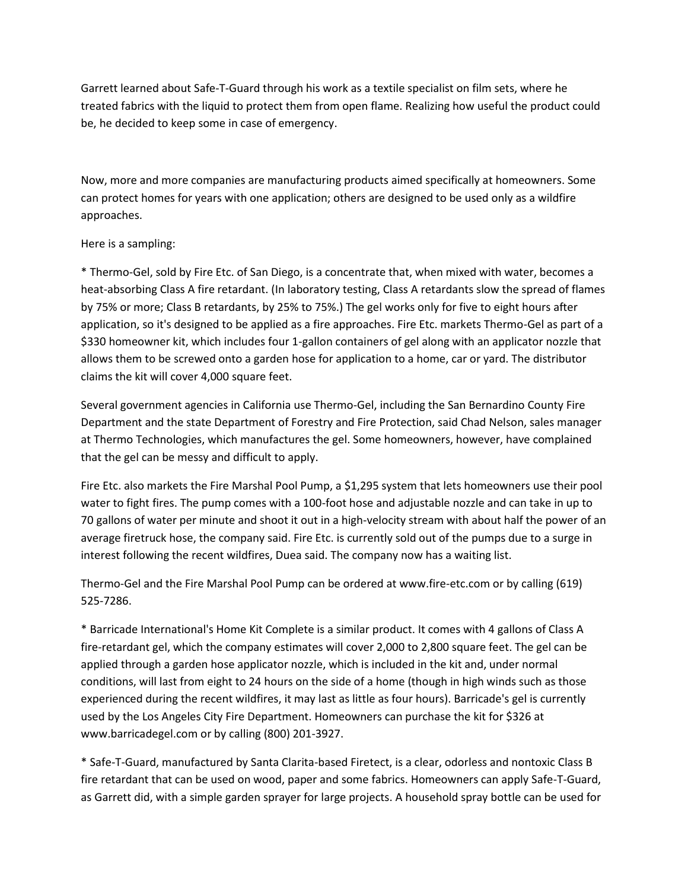Garrett learned about Safe-T-Guard through his work as a textile specialist on film sets, where he treated fabrics with the liquid to protect them from open flame. Realizing how useful the product could be, he decided to keep some in case of emergency.

Now, more and more companies are manufacturing products aimed specifically at homeowners. Some can protect homes for years with one application; others are designed to be used only as a wildfire approaches.

Here is a sampling:

* Thermo-Gel, sold by Fire Etc. of San Diego, is a concentrate that, when mixed with water, becomes a heat-absorbing Class A fire retardant. (In laboratory testing, Class A retardants slow the spread of flames by 75% or more; Class B retardants, by 25% to 75%.) The gel works only for five to eight hours after application, so it's designed to be applied as a fire approaches. Fire Etc. markets Thermo-Gel as part of a $330 homeowner kit, which includes four 1-gallon containers of gel along with an applicator nozzle that allows them to be screwed onto a garden hose for application to a home, car or yard. The distributor claims the kit will cover 4,000 square feet.

Several government agencies in California use Thermo-Gel, including the San Bernardino County Fire Department and the state Department of Forestry and Fire Protection, said Chad Nelson, sales manager at Thermo Technologies, which manufactures the gel. Some homeowners, however, have complained that the gel can be messy and difficult to apply.

Fire Etc. also markets the Fire Marshal Pool Pump, a $1,295 system that lets homeowners use their pool water to fight fires. The pump comes with a 100-foot hose and adjustable nozzle and can take in up to 70 gallons of water per minute and shoot it out in a high-velocity stream with about half the power of an average firetruck hose, the company said. Fire Etc. is currently sold out of the pumps due to a surge in interest following the recent wildfires, Duea said. The company now has a waiting list.

Thermo-Gel and the Fire Marshal Pool Pump can be ordered at www.fire-etc.com or by calling (619) 525-7286.

* Barricade International's Home Kit Complete is a similar product. It comes with 4 gallons of Class A fire-retardant gel, which the company estimates will cover 2,000 to 2,800 square feet. The gel can be applied through a garden hose applicator nozzle, which is included in the kit and, under normal conditions, will last from eight to 24 hours on the side of a home (though in high winds such as those experienced during the recent wildfires, it may last as little as four hours). Barricade's gel is currently used by the Los Angeles City Fire Department. Homeowners can purchase the kit for $326 at www.barricadegel.com or by calling (800) 201-3927.

* Safe-T-Guard, manufactured by Santa Clarita-based Firetect, is a clear, odorless and nontoxic Class B fire retardant that can be used on wood, paper and some fabrics. Homeowners can apply Safe-T-Guard, as Garrett did, with a simple garden sprayer for large projects. A household spray bottle can be used for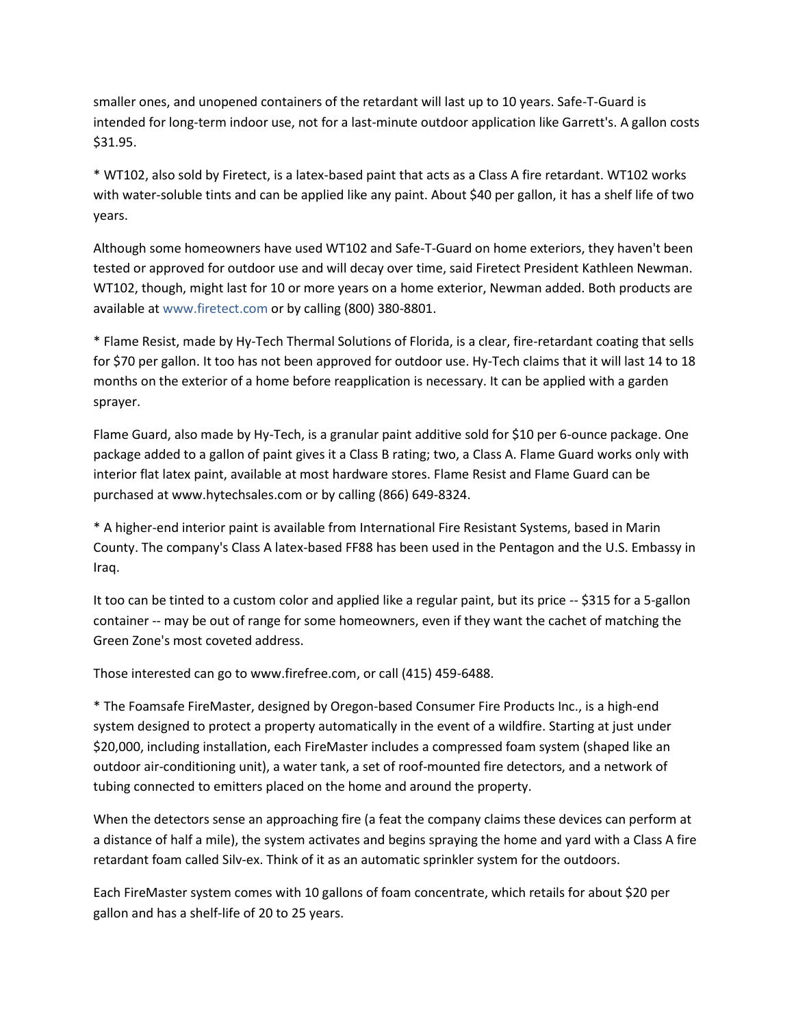smaller ones, and unopened containers of the retardant will last up to 10 years. Safe-T-Guard is intended for long-term indoor use, not for a last-minute outdoor application like Garrett's. A gallon costs $31.95.

* WT102, also sold by Firetect, is a latex-based paint that acts as a Class A fire retardant. WT102 works with water-soluble tints and can be applied like any paint. About $40 per gallon, it has a shelf life of two years.

Although some homeowners have used WT102 and Safe-T-Guard on home exteriors, they haven't been tested or approved for outdoor use and will decay over time, said Firetect President Kathleen Newman. WT102, though, might last for 10 or more years on a home exterior, Newman added. Both products are available at www.firetect.com or by calling (800) 380-8801.

* Flame Resist, made by Hy-Tech Thermal Solutions of Florida, is a clear, fire-retardant coating that sells for $70 per gallon. It too has not been approved for outdoor use. Hy-Tech claims that it will last 14 to 18 months on the exterior of a home before reapplication is necessary. It can be applied with a garden sprayer.

Flame Guard, also made by Hy-Tech, is a granular paint additive sold for $10 per 6-ounce package. One package added to a gallon of paint gives it a Class B rating; two, a Class A. Flame Guard works only with interior flat latex paint, available at most hardware stores. Flame Resist and Flame Guard can be purchased at www.hytechsales.com or by calling (866) 649-8324.

* A higher-end interior paint is available from International Fire Resistant Systems, based in Marin County. The company's Class A latex-based FF88 has been used in the Pentagon and the U.S. Embassy in Iraq.

It too can be tinted to a custom color and applied like a regular paint, but its price -- $315 for a 5-gallon container -- may be out of range for some homeowners, even if they want the cachet of matching the Green Zone's most coveted address.

Those interested can go to www.firefree.com, or call (415) 459-6488.

* The Foamsafe FireMaster, designed by Oregon-based Consumer Fire Products Inc., is a high-end system designed to protect a property automatically in the event of a wildfire. Starting at just under $20,000, including installation, each FireMaster includes a compressed foam system (shaped like an outdoor air-conditioning unit), a water tank, a set of roof-mounted fire detectors, and a network of tubing connected to emitters placed on the home and around the property.

When the detectors sense an approaching fire (a feat the company claims these devices can perform at a distance of half a mile), the system activates and begins spraying the home and yard with a Class A fire retardant foam called Silv-ex. Think of it as an automatic sprinkler system for the outdoors.

Each FireMaster system comes with 10 gallons of foam concentrate, which retails for about $20 per gallon and has a shelf-life of 20 to 25 years.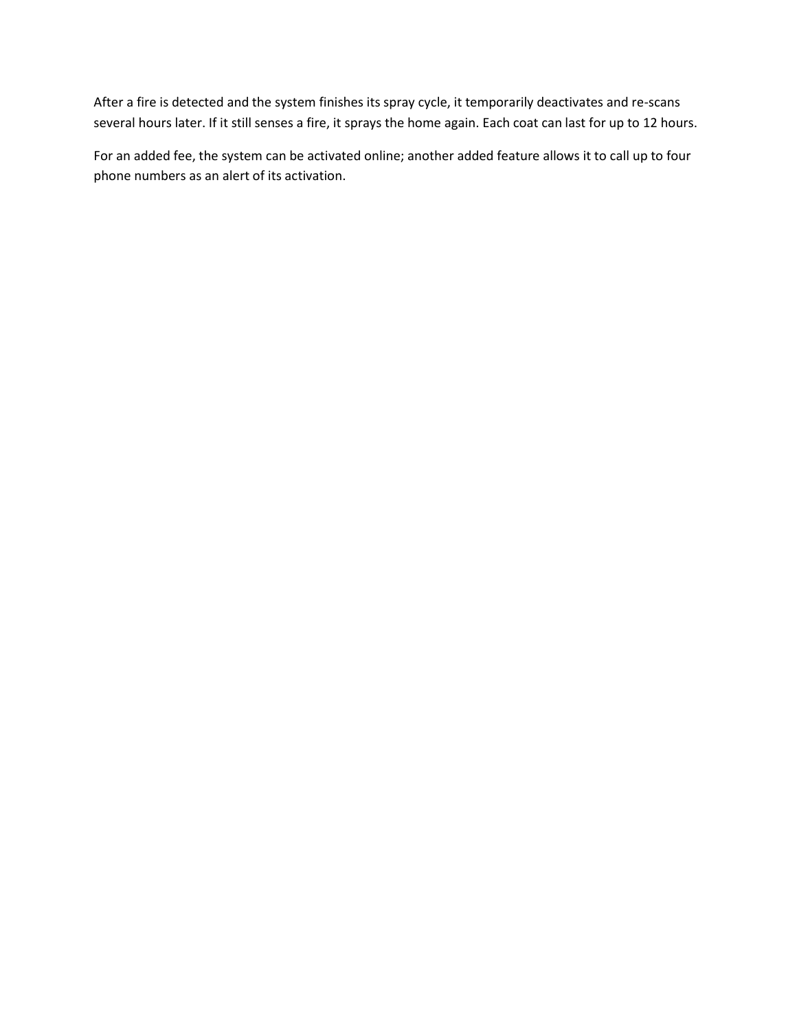After a fire is detected and the system finishes its spray cycle, it temporarily deactivates and re-scans several hours later. If it still senses a fire, it sprays the home again. Each coat can last for up to 12 hours.

For an added fee, the system can be activated online; another added feature allows it to call up to four phone numbers as an alert of its activation.